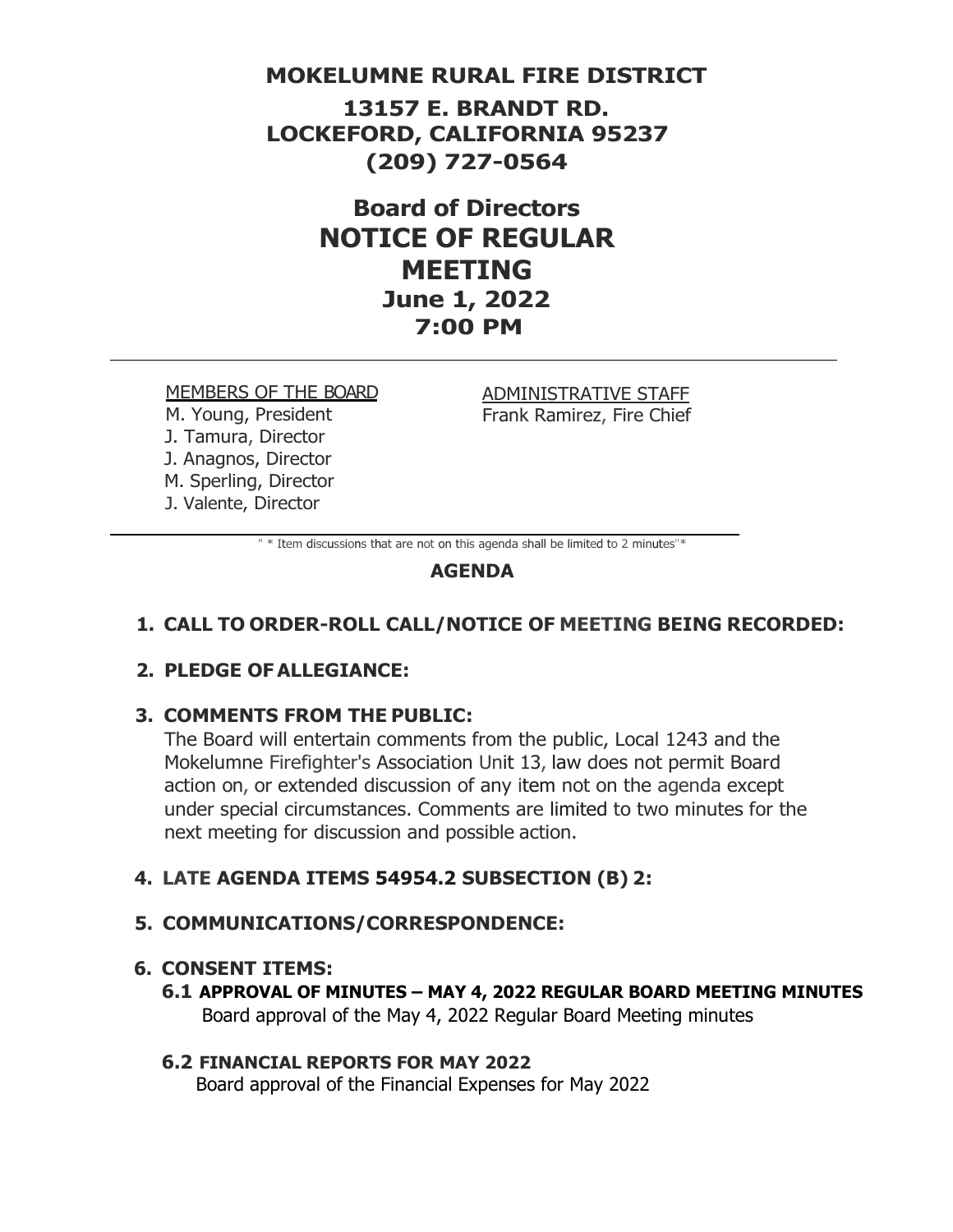# MOKELUMNE RURAL FIRE DISTRICT

## 13157 E. BRANDT RD.
## LOCKEFORD, CALIFORNIA 95237
## (209) 727-0564

# Board of Directors
# NOTICE OF REGULAR MEETING

## June 1, 2022
## 7:00 PM

---

MEMBERS OF THE BOARD
M. Young, President
J. Tamura, Director
J. Anagnos, Director
M. Sperling, Director
J. Valente, Director

ADMINISTRATIVE STAFF
Frank Ramirez, Fire Chief

---

" * Item discussions that are not on this agenda shall be limited to 2 minutes"*

## AGENDA

1. **CALL TO ORDER-ROLL CALL/NOTICE OF MEETING BEING RECORDED:**

2. **PLEDGE OF ALLEGIANCE:**

3. **COMMENTS FROM THE PUBLIC:**
   The Board will entertain comments from the public, Local 1243 and the Mokelumne Firefighter's Association Unit 13, law does not permit Board action on, or extended discussion of any item not on the agenda except under special circumstances. Comments are limited to two minutes for the next meeting for discussion and possible action.

4. **LATE AGENDA ITEMS 54954.2 SUBSECTION (B) 2:**

5. **COMMUNICATIONS/CORRESPONDENCE:**

6. **CONSENT ITEMS:**
   - **6.1 APPROVAL OF MINUTES – MAY 4, 2022 REGULAR BOARD MEETING MINUTES**
     Board approval of the May 4, 2022 Regular Board Meeting minutes
   - **6.2 FINANCIAL REPORTS FOR MAY 2022**
     Board approval of the Financial Expenses for May 2022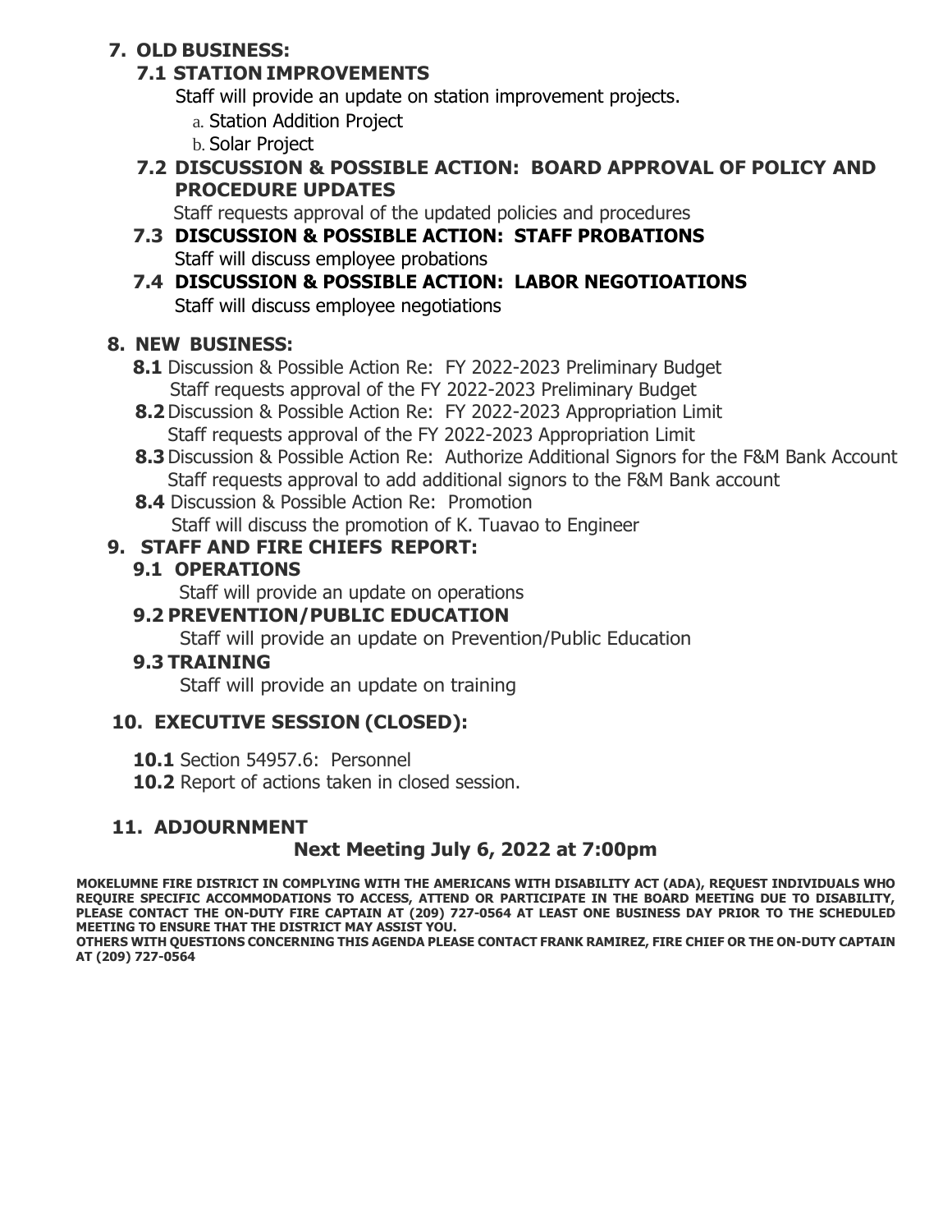## 7. OLD BUSINESS:

### 7.1 STATION IMPROVEMENTS

Staff will provide an update on station improvement projects.

a. Station Addition Project

b. Solar Project

### 7.2 DISCUSSION & POSSIBLE ACTION: BOARD APPROVAL OF POLICY AND PROCEDURE UPDATES

Staff requests approval of the updated policies and procedures

### 7.3 DISCUSSION & POSSIBLE ACTION: STAFF PROBATIONS

Staff will discuss employee probations

### 7.4 DISCUSSION & POSSIBLE ACTION: LABOR NEGOTIOATIONS

Staff will discuss employee negotiations

## 8. NEW BUSINESS:

**8.1** Discussion & Possible Action Re: FY 2022-2023 Preliminary Budget
Staff requests approval of the FY 2022-2023 Preliminary Budget

**8.2** Discussion & Possible Action Re: FY 2022-2023 Appropriation Limit
Staff requests approval of the FY 2022-2023 Appropriation Limit

**8.3** Discussion & Possible Action Re: Authorize Additional Signors for the F&M Bank Account
Staff requests approval to add additional signors to the F&M Bank account

**8.4** Discussion & Possible Action Re: Promotion
Staff will discuss the promotion of K. Tuavao to Engineer

## 9. STAFF AND FIRE CHIEFS REPORT:

### 9.1 OPERATIONS

Staff will provide an update on operations

### 9.2 PREVENTION/PUBLIC EDUCATION

Staff will provide an update on Prevention/Public Education

### 9.3 TRAINING

Staff will provide an update on training

## 10. EXECUTIVE SESSION (CLOSED):

**10.1** Section 54957.6: Personnel

**10.2** Report of actions taken in closed session.

## 11. ADJOURNMENT

**Next Meeting July 6, 2022 at 7:00pm**

**MOKELUMNE FIRE DISTRICT IN COMPLYING WITH THE AMERICANS WITH DISABILITY ACT (ADA), REQUEST INDIVIDUALS WHO REQUIRE SPECIFIC ACCOMMODATIONS TO ACCESS, ATTEND OR PARTICIPATE IN THE BOARD MEETING DUE TO DISABILITY, PLEASE CONTACT THE ON-DUTY FIRE CAPTAIN AT (209) 727-0564 AT LEAST ONE BUSINESS DAY PRIOR TO THE SCHEDULED MEETING TO ENSURE THAT THE DISTRICT MAY ASSIST YOU.**

**OTHERS WITH QUESTIONS CONCERNING THIS AGENDA PLEASE CONTACT FRANK RAMIREZ, FIRE CHIEF OR THE ON-DUTY CAPTAIN AT (209) 727-0564**